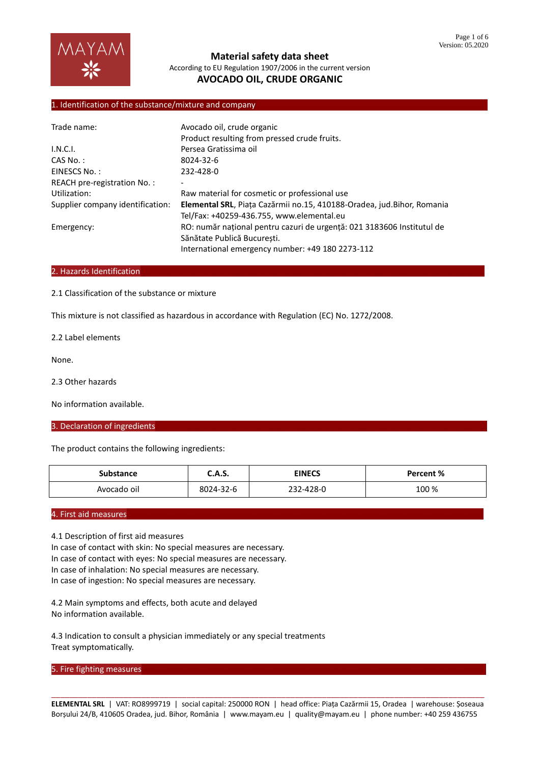# Material safety data sheet

According to EU Regulation 1907/2006 in the current version

**AVOCADO OIL, CRUDE ORGANIC**

## 1. Identification of the substance/mixture and company

| | |
|---|---|
| Trade name: | Avocado oil, crude organic<br>Product resulting from pressed crude fruits. |
| I.N.C.I. | Persea Gratissima oil |
| CAS No. : | 8024-32-6 |
| EINESCS No. : | 232-428-0 |
| REACH pre-registration No. : | - |
| Utilization: | Raw material for cosmetic or professional use |
| Supplier company identification: | **Elemental SRL**, Piața Cazărmii no.15, 410188-Oradea, jud.Bihor, Romania<br>Tel/Fax: +40259-436.755, www.elemental.eu |
| Emergency: | RO: număr național pentru cazuri de urgență: 021 3183606 Institutul de Sănătate Publică București.<br>International emergency number: +49 180 2273-112 |

## 2. Hazards Identification

2.1 Classification of the substance or mixture

This mixture is not classified as hazardous in accordance with Regulation (EC) No. 1272/2008.

2.2 Label elements

None.

2.3 Other hazards

No information available.

## 3. Declaration of ingredients

The product contains the following ingredients:

| Substance | C.A.S. | EINECS | Percent % |
|---|---|---|---|
| Avocado oil | 8024-32-6 | 232-428-0 | 100 % |

## 4. First aid measures

4.1 Description of first aid measures
In case of contact with skin: No special measures are necessary.
In case of contact with eyes: No special measures are necessary.
In case of inhalation: No special measures are necessary.
In case of ingestion: No special measures are necessary.

4.2 Main symptoms and effects, both acute and delayed
No information available.

4.3 Indication to consult a physician immediately or any special treatments
Treat symptomatically.

## 5. Fire fighting measures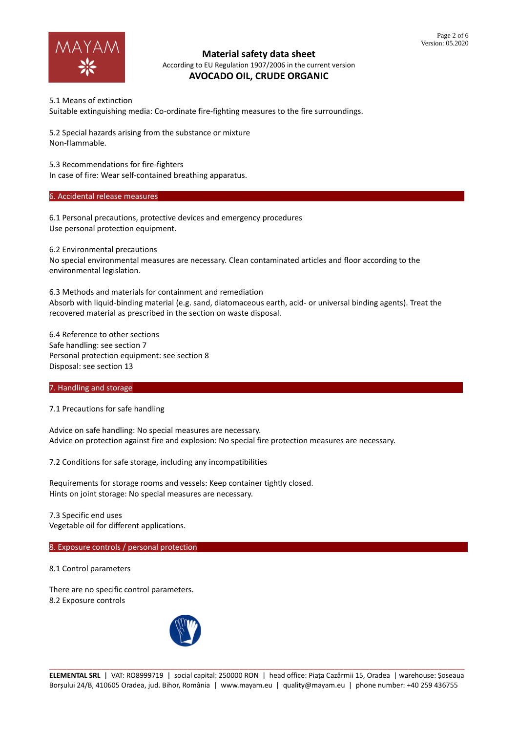5.1 Means of extinction
Suitable extinguishing media: Co-ordinate fire-fighting measures to the fire surroundings.

5.2 Special hazards arising from the substance or mixture
Non-flammable.

5.3 Recommendations for fire-fighters
In case of fire: Wear self-contained breathing apparatus.

## 6. Accidental release measures

6.1 Personal precautions, protective devices and emergency procedures
Use personal protection equipment.

6.2 Environmental precautions
No special environmental measures are necessary. Clean contaminated articles and floor according to the environmental legislation.

6.3 Methods and materials for containment and remediation
Absorb with liquid-binding material (e.g. sand, diatomaceous earth, acid- or universal binding agents). Treat the recovered material as prescribed in the section on waste disposal.

6.4 Reference to other sections
Safe handling: see section 7
Personal protection equipment: see section 8
Disposal: see section 13

## 7. Handling and storage

7.1 Precautions for safe handling

Advice on safe handling: No special measures are necessary.
Advice on protection against fire and explosion: No special fire protection measures are necessary.

7.2 Conditions for safe storage, including any incompatibilities

Requirements for storage rooms and vessels: Keep container tightly closed.
Hints on joint storage: No special measures are necessary.

7.3 Specific end uses
Vegetable oil for different applications.

## 8. Exposure controls / personal protection

8.1 Control parameters

There are no specific control parameters.
8.2 Exposure controls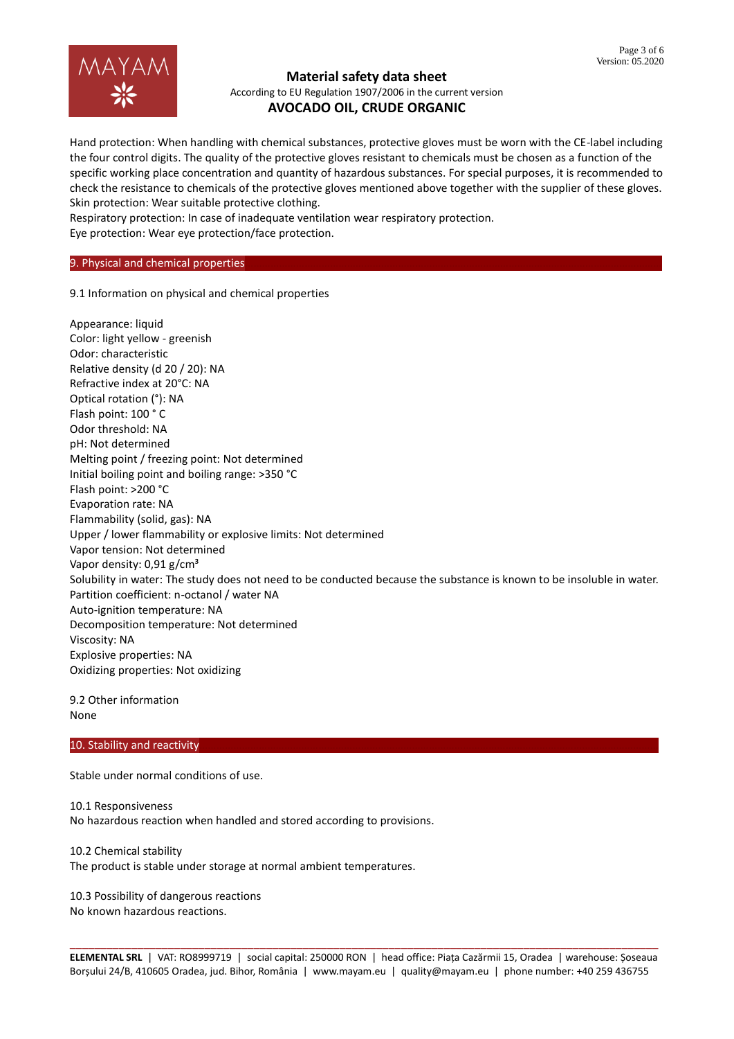Hand protection: When handling with chemical substances, protective gloves must be worn with the CE-label including the four control digits. The quality of the protective gloves resistant to chemicals must be chosen as a function of the specific working place concentration and quantity of hazardous substances. For special purposes, it is recommended to check the resistance to chemicals of the protective gloves mentioned above together with the supplier of these gloves.
Skin protection: Wear suitable protective clothing.
Respiratory protection: In case of inadequate ventilation wear respiratory protection.
Eye protection: Wear eye protection/face protection.

## 9. Physical and chemical properties

9.1 Information on physical and chemical properties

Appearance: liquid
Color: light yellow - greenish
Odor: characteristic
Relative density (d 20 / 20): NA
Refractive index at 20°C: NA
Optical rotation (°): NA
Flash point: 100 ° C
Odor threshold: NA
pH: Not determined
Melting point / freezing point: Not determined
Initial boiling point and boiling range: >350 °C
Flash point: >200 °C
Evaporation rate: NA
Flammability (solid, gas): NA
Upper / lower flammability or explosive limits: Not determined
Vapor tension: Not determined
Vapor density: 0,91 g/cm³
Solubility in water: The study does not need to be conducted because the substance is known to be insoluble in water.
Partition coefficient: n-octanol / water NA
Auto-ignition temperature: NA
Decomposition temperature: Not determined
Viscosity: NA
Explosive properties: NA
Oxidizing properties: Not oxidizing

9.2 Other information
None

## 10. Stability and reactivity

Stable under normal conditions of use.

10.1 Responsiveness
No hazardous reaction when handled and stored according to provisions.

10.2 Chemical stability
The product is stable under storage at normal ambient temperatures.

10.3 Possibility of dangerous reactions
No known hazardous reactions.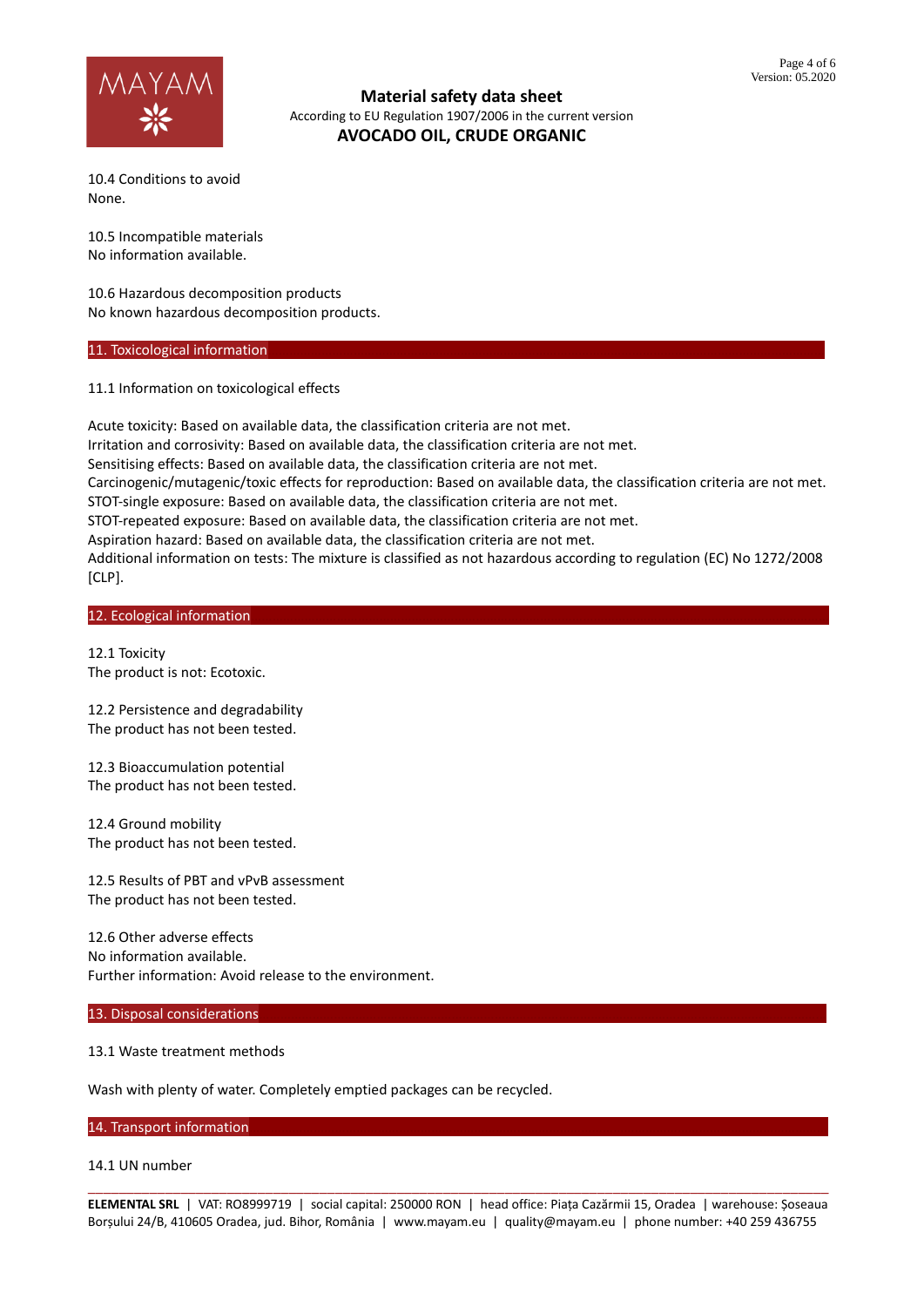10.4 Conditions to avoid
None.

10.5 Incompatible materials
No information available.

10.6 Hazardous decomposition products
No known hazardous decomposition products.

## 11. Toxicological information

11.1 Information on toxicological effects

Acute toxicity: Based on available data, the classification criteria are not met.
Irritation and corrosivity: Based on available data, the classification criteria are not met.
Sensitising effects: Based on available data, the classification criteria are not met.
Carcinogenic/mutagenic/toxic effects for reproduction: Based on available data, the classification criteria are not met.
STOT-single exposure: Based on available data, the classification criteria are not met.
STOT-repeated exposure: Based on available data, the classification criteria are not met.
Aspiration hazard: Based on available data, the classification criteria are not met.
Additional information on tests: The mixture is classified as not hazardous according to regulation (EC) No 1272/2008 [CLP].

## 12. Ecological information

12.1 Toxicity
The product is not: Ecotoxic.

12.2 Persistence and degradability
The product has not been tested.

12.3 Bioaccumulation potential
The product has not been tested.

12.4 Ground mobility
The product has not been tested.

12.5 Results of PBT and vPvB assessment
The product has not been tested.

12.6 Other adverse effects
No information available.
Further information: Avoid release to the environment.

## 13. Disposal considerations

13.1 Waste treatment methods

Wash with plenty of water. Completely emptied packages can be recycled.

## 14. Transport information

14.1 UN number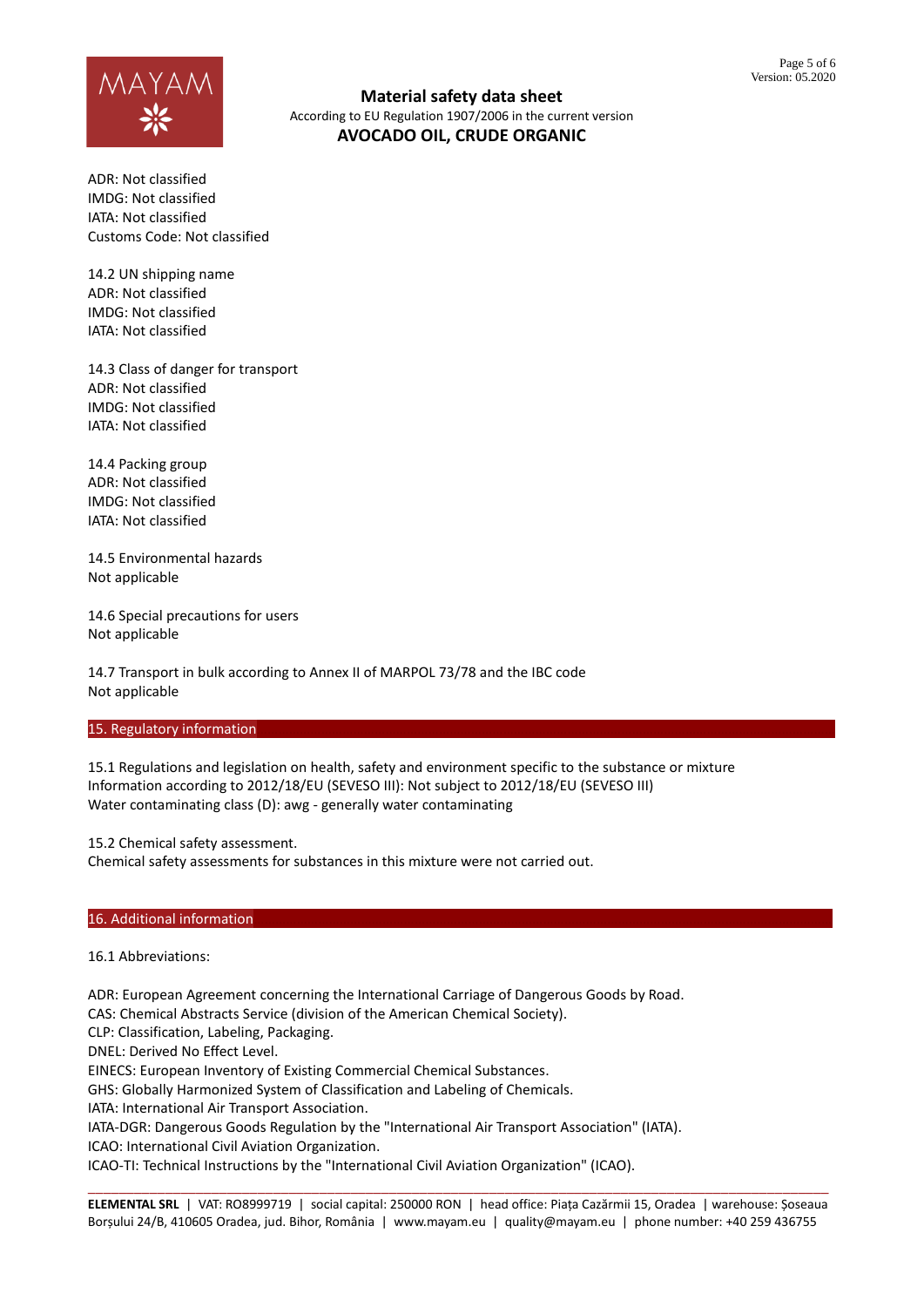ADR: Not classified
IMDG: Not classified
IATA: Not classified
Customs Code: Not classified

14.2 UN shipping name
ADR: Not classified
IMDG: Not classified
IATA: Not classified

14.3 Class of danger for transport
ADR: Not classified
IMDG: Not classified
IATA: Not classified

14.4 Packing group
ADR: Not classified
IMDG: Not classified
IATA: Not classified

14.5 Environmental hazards
Not applicable

14.6 Special precautions for users
Not applicable

14.7 Transport in bulk according to Annex II of MARPOL 73/78 and the IBC code
Not applicable

## 15. Regulatory information

15.1 Regulations and legislation on health, safety and environment specific to the substance or mixture
Information according to 2012/18/EU (SEVESO III): Not subject to 2012/18/EU (SEVESO III)
Water contaminating class (D): awg - generally water contaminating

15.2 Chemical safety assessment.
Chemical safety assessments for substances in this mixture were not carried out.

## 16. Additional information

16.1 Abbreviations:

ADR: European Agreement concerning the International Carriage of Dangerous Goods by Road.
CAS: Chemical Abstracts Service (division of the American Chemical Society).
CLP: Classification, Labeling, Packaging.
DNEL: Derived No Effect Level.
EINECS: European Inventory of Existing Commercial Chemical Substances.
GHS: Globally Harmonized System of Classification and Labeling of Chemicals.
IATA: International Air Transport Association.
IATA-DGR: Dangerous Goods Regulation by the "International Air Transport Association" (IATA).
ICAO: International Civil Aviation Organization.
ICAO-TI: Technical Instructions by the "International Civil Aviation Organization" (ICAO).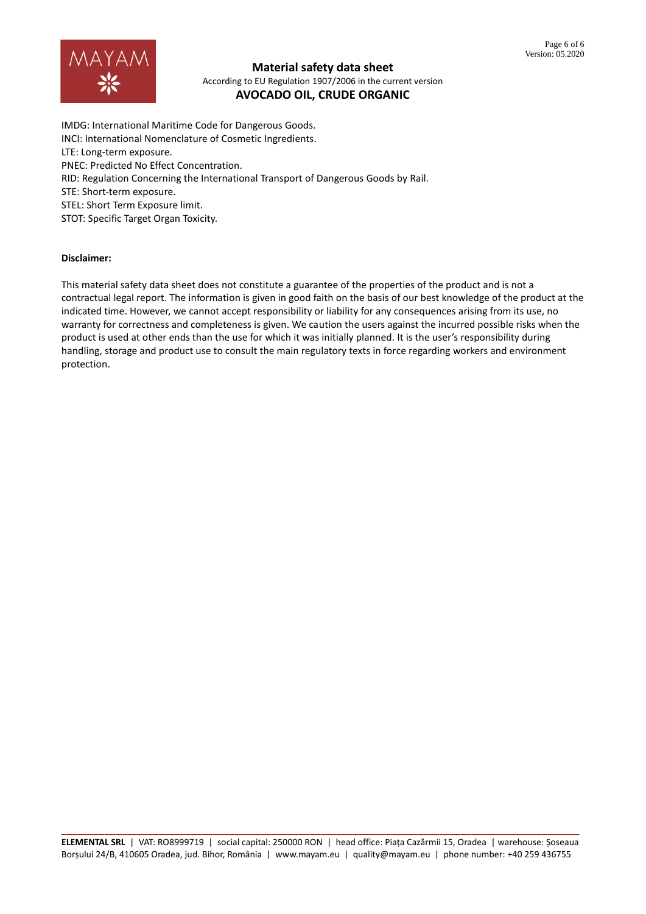IMDG: International Maritime Code for Dangerous Goods.
INCI: International Nomenclature of Cosmetic Ingredients.
LTE: Long-term exposure.
PNEC: Predicted No Effect Concentration.
RID: Regulation Concerning the International Transport of Dangerous Goods by Rail.
STE: Short-term exposure.
STEL: Short Term Exposure limit.
STOT: Specific Target Organ Toxicity.

**Disclaimer:**

This material safety data sheet does not constitute a guarantee of the properties of the product and is not a contractual legal report. The information is given in good faith on the basis of our best knowledge of the product at the indicated time. However, we cannot accept responsibility or liability for any consequences arising from its use, no warranty for correctness and completeness is given. We caution the users against the incurred possible risks when the product is used at other ends than the use for which it was initially planned. It is the user's responsibility during handling, storage and product use to consult the main regulatory texts in force regarding workers and environment protection.